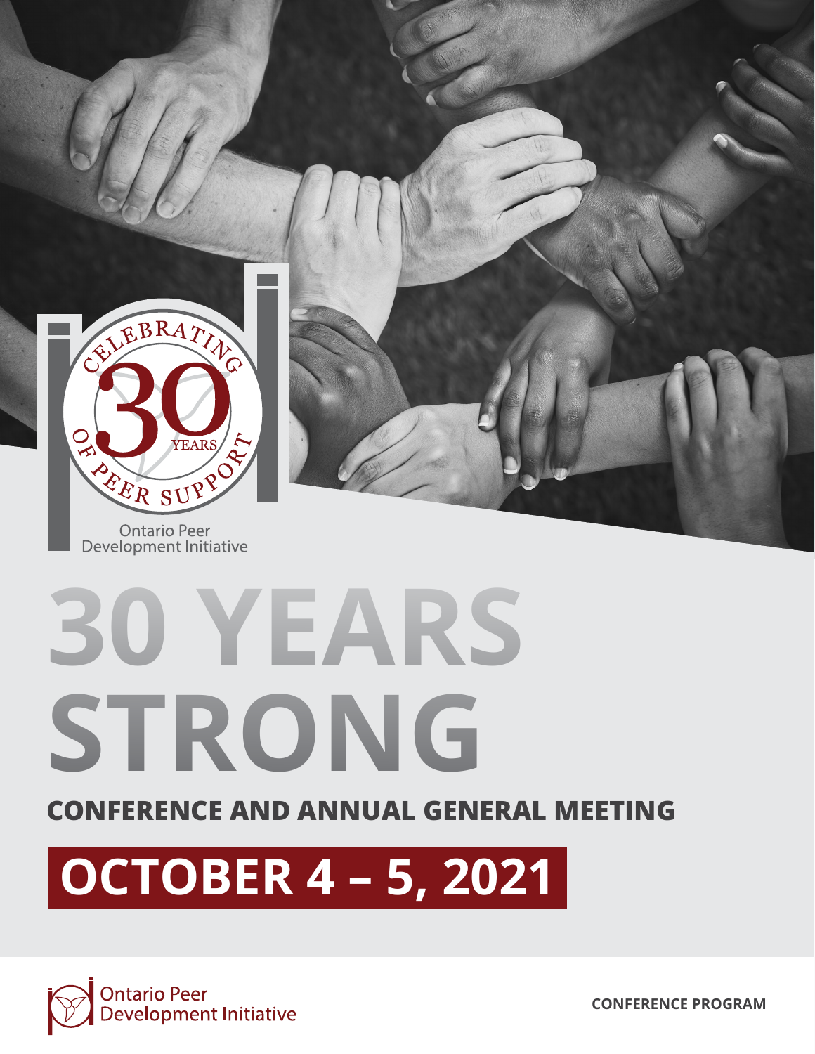CELEBRATING 30 YEARS OF PEER SUPPORT

Ontario Peer Development Initiative

# 30 YEARS STRONG

## CONFERENCE AND ANNUAL GENERAL MEETING

## OCTOBER 4 – 5, 2021

Ontario Peer Development Initiative

**CONFERENCE PROGRAM**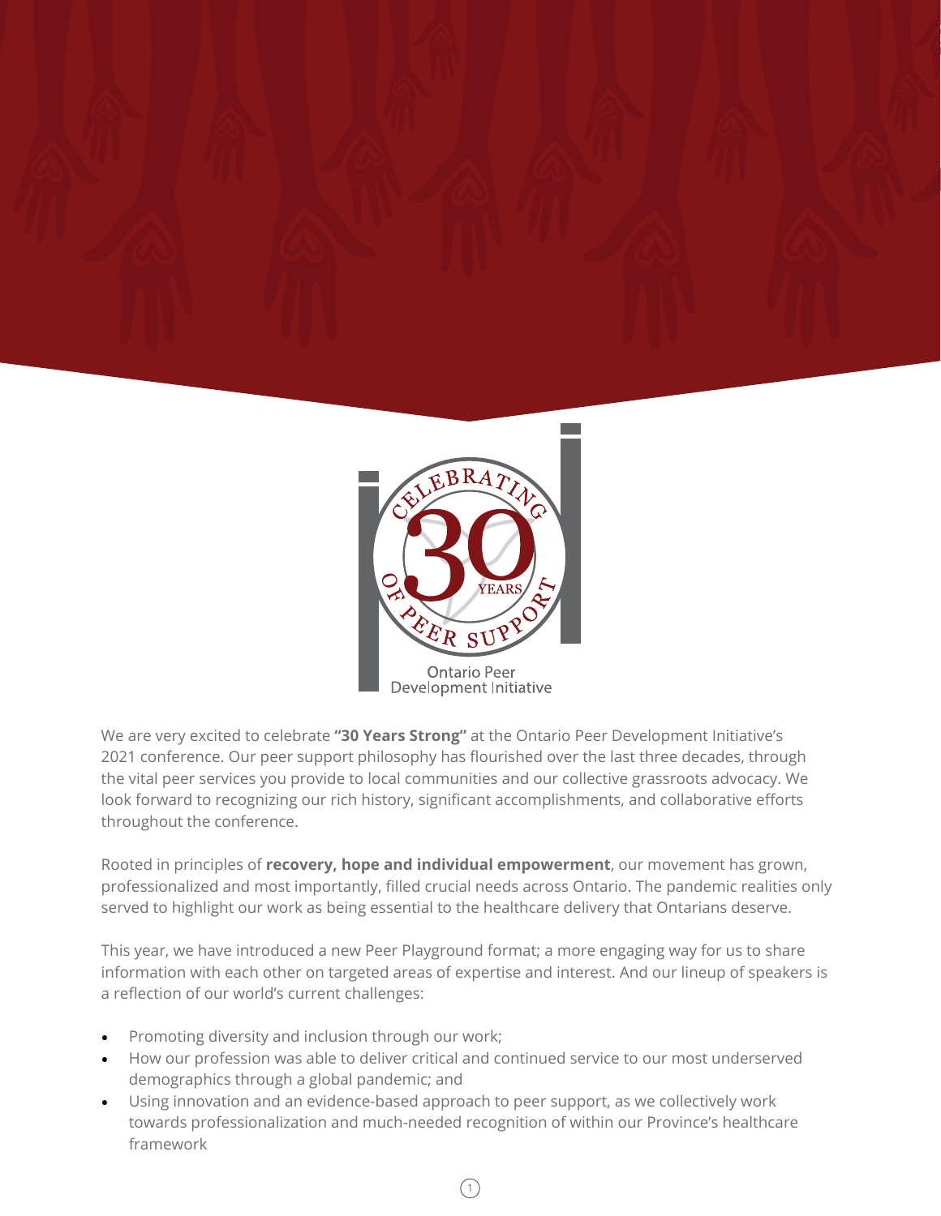We are very excited to celebrate **"30 Years Strong"** at the Ontario Peer Development Initiative's 2021 conference. Our peer support philosophy has flourished over the last three decades, through the vital peer services you provide to local communities and our collective grassroots advocacy. We look forward to recognizing our rich history, significant accomplishments, and collaborative efforts throughout the conference.

Rooted in principles of **recovery, hope and individual empowerment**, our movement has grown, professionalized and most importantly, filled crucial needs across Ontario. The pandemic realities only served to highlight our work as being essential to the healthcare delivery that Ontarians deserve.

This year, we have introduced a new Peer Playground format; a more engaging way for us to share information with each other on targeted areas of expertise and interest. And our lineup of speakers is a reflection of our world's current challenges:

- Promoting diversity and inclusion through our work;
- How our profession was able to deliver critical and continued service to our most underserved demographics through a global pandemic; and
- Using innovation and an evidence-based approach to peer support, as we collectively work towards professionalization and much-needed recognition of within our Province's healthcare framework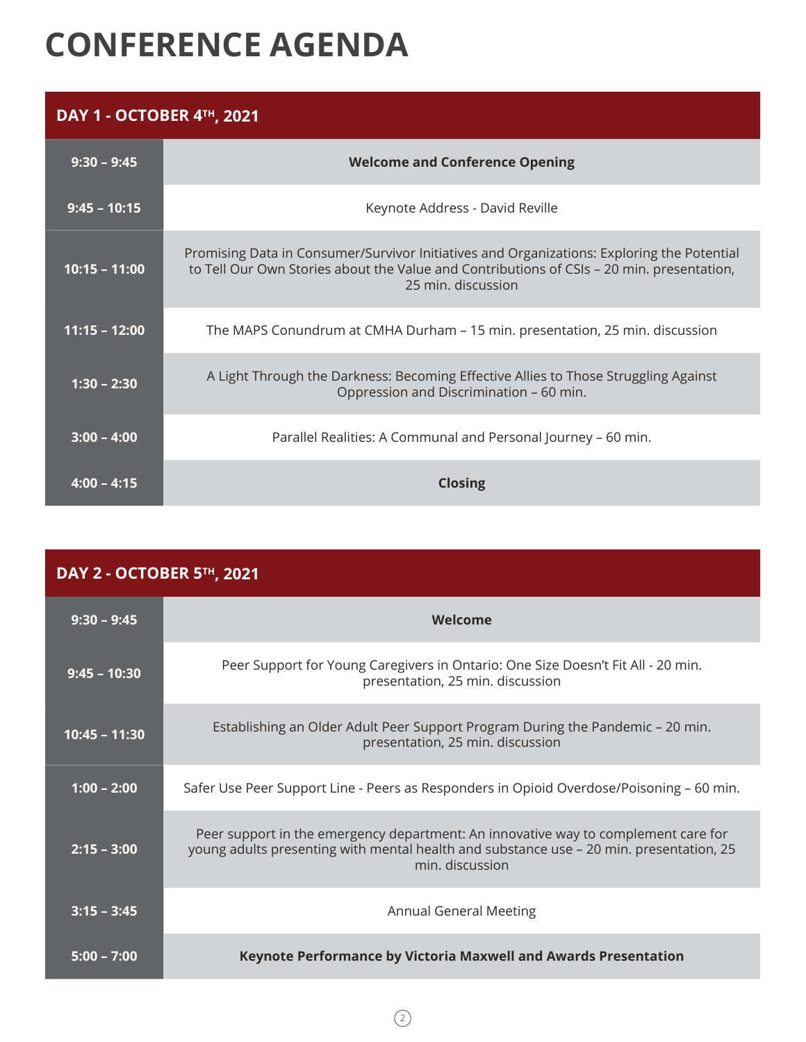# CONFERENCE AGENDA

| DAY 1 - OCTOBER 4TH, 2021 | |
|---|---|
| **9:30 – 9:45** | **Welcome and Conference Opening** |
| **9:45 – 10:15** | Keynote Address - David Reville |
| **10:15 – 11:00** | Promising Data in Consumer/Survivor Initiatives and Organizations: Exploring the Potential to Tell Our Own Stories about the Value and Contributions of CSIs – 20 min. presentation, 25 min. discussion |
| **11:15 – 12:00** | The MAPS Conundrum at CMHA Durham – 15 min. presentation, 25 min. discussion |
| **1:30 – 2:30** | A Light Through the Darkness: Becoming Effective Allies to Those Struggling Against Oppression and Discrimination – 60 min. |
| **3:00 – 4:00** | Parallel Realities: A Communal and Personal Journey – 60 min. |
| **4:00 – 4:15** | **Closing** |

| DAY 2 - OCTOBER 5TH, 2021 | |
|---|---|
| **9:30 – 9:45** | **Welcome** |
| **9:45 – 10:30** | Peer Support for Young Caregivers in Ontario: One Size Doesn't Fit All - 20 min. presentation, 25 min. discussion |
| **10:45 – 11:30** | Establishing an Older Adult Peer Support Program During the Pandemic – 20 min. presentation, 25 min. discussion |
| **1:00 – 2:00** | Safer Use Peer Support Line - Peers as Responders in Opioid Overdose/Poisoning – 60 min. |
| **2:15 – 3:00** | Peer support in the emergency department: An innovative way to complement care for young adults presenting with mental health and substance use – 20 min. presentation, 25 min. discussion |
| **3:15 – 3:45** | Annual General Meeting |
| **5:00 – 7:00** | **Keynote Performance by Victoria Maxwell and Awards Presentation** |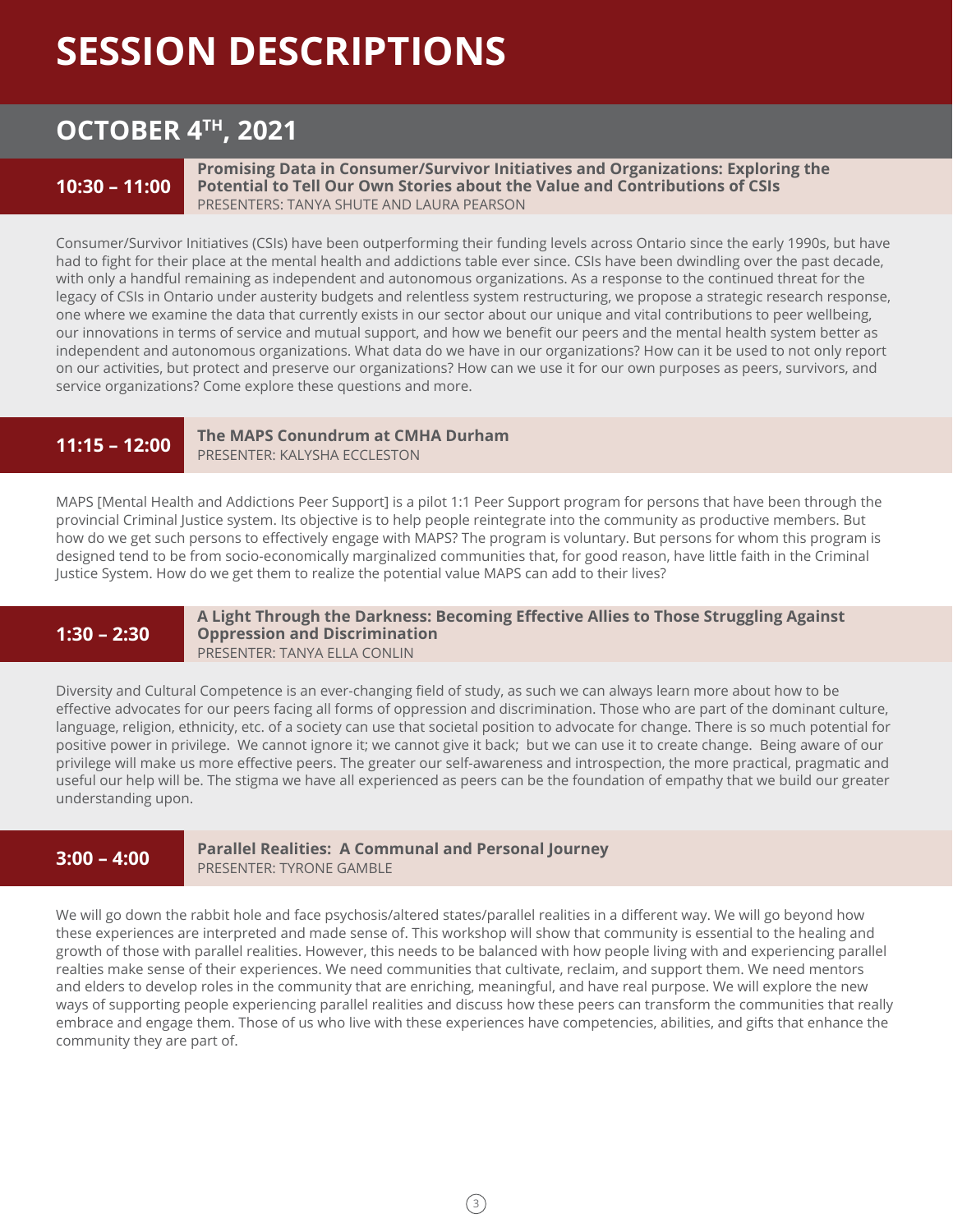# SESSION DESCRIPTIONS

## OCTOBER 4TH, 2021

### 10:30 – 11:00 | Promising Data in Consumer/Survivor Initiatives and Organizations: Exploring the Potential to Tell Our Own Stories about the Value and Contributions of CSIs

PRESENTERS: TANYA SHUTE AND LAURA PEARSON

Consumer/Survivor Initiatives (CSIs) have been outperforming their funding levels across Ontario since the early 1990s, but have had to fight for their place at the mental health and addictions table ever since. CSIs have been dwindling over the past decade, with only a handful remaining as independent and autonomous organizations. As a response to the continued threat for the legacy of CSIs in Ontario under austerity budgets and relentless system restructuring, we propose a strategic research response, one where we examine the data that currently exists in our sector about our unique and vital contributions to peer wellbeing, our innovations in terms of service and mutual support, and how we benefit our peers and the mental health system better as independent and autonomous organizations. What data do we have in our organizations? How can it be used to not only report on our activities, but protect and preserve our organizations? How can we use it for our own purposes as peers, survivors, and service organizations? Come explore these questions and more.

### 11:15 – 12:00 | The MAPS Conundrum at CMHA Durham

PRESENTER: KALYSHA ECCLESTON

MAPS [Mental Health and Addictions Peer Support] is a pilot 1:1 Peer Support program for persons that have been through the provincial Criminal Justice system. Its objective is to help people reintegrate into the community as productive members. But how do we get such persons to effectively engage with MAPS? The program is voluntary. But persons for whom this program is designed tend to be from socio-economically marginalized communities that, for good reason, have little faith in the Criminal Justice System. How do we get them to realize the potential value MAPS can add to their lives?

### 1:30 – 2:30 | A Light Through the Darkness: Becoming Effective Allies to Those Struggling Against Oppression and Discrimination

PRESENTER: TANYA ELLA CONLIN

Diversity and Cultural Competence is an ever-changing field of study, as such we can always learn more about how to be effective advocates for our peers facing all forms of oppression and discrimination. Those who are part of the dominant culture, language, religion, ethnicity, etc. of a society can use that societal position to advocate for change. There is so much potential for positive power in privilege. We cannot ignore it; we cannot give it back; but we can use it to create change. Being aware of our privilege will make us more effective peers. The greater our self-awareness and introspection, the more practical, pragmatic and useful our help will be. The stigma we have all experienced as peers can be the foundation of empathy that we build our greater understanding upon.

### 3:00 – 4:00 | Parallel Realities: A Communal and Personal Journey

PRESENTER: TYRONE GAMBLE

We will go down the rabbit hole and face psychosis/altered states/parallel realities in a different way. We will go beyond how these experiences are interpreted and made sense of. This workshop will show that community is essential to the healing and growth of those with parallel realities. However, this needs to be balanced with how people living with and experiencing parallel realties make sense of their experiences. We need communities that cultivate, reclaim, and support them. We need mentors and elders to develop roles in the community that are enriching, meaningful, and have real purpose. We will explore the new ways of supporting people experiencing parallel realities and discuss how these peers can transform the communities that really embrace and engage them. Those of us who live with these experiences have competencies, abilities, and gifts that enhance the community they are part of.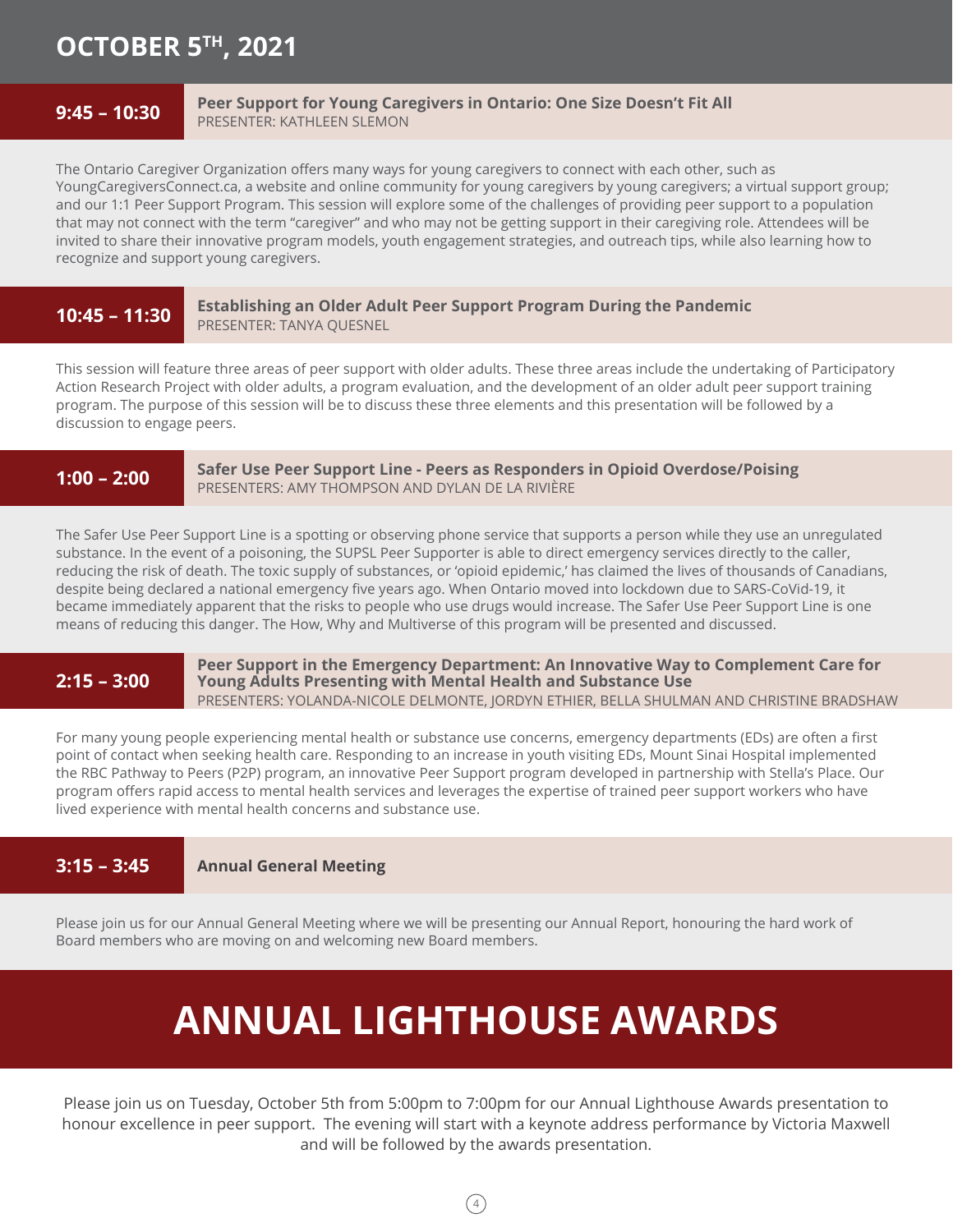## OCTOBER 5TH, 2021

### 9:45 – 10:30 — Peer Support for Young Caregivers in Ontario: One Size Doesn't Fit All

PRESENTER: KATHLEEN SLEMON

The Ontario Caregiver Organization offers many ways for young caregivers to connect with each other, such as YoungCaregiversConnect.ca, a website and online community for young caregivers by young caregivers; a virtual support group; and our 1:1 Peer Support Program. This session will explore some of the challenges of providing peer support to a population that may not connect with the term "caregiver" and who may not be getting support in their caregiving role. Attendees will be invited to share their innovative program models, youth engagement strategies, and outreach tips, while also learning how to recognize and support young caregivers.

### 10:45 – 11:30 — Establishing an Older Adult Peer Support Program During the Pandemic

PRESENTER: TANYA QUESNEL

This session will feature three areas of peer support with older adults. These three areas include the undertaking of Participatory Action Research Project with older adults, a program evaluation, and the development of an older adult peer support training program. The purpose of this session will be to discuss these three elements and this presentation will be followed by a discussion to engage peers.

### 1:00 – 2:00 — Safer Use Peer Support Line - Peers as Responders in Opioid Overdose/Poising

PRESENTERS: AMY THOMPSON AND DYLAN DE LA RIVIÈRE

The Safer Use Peer Support Line is a spotting or observing phone service that supports a person while they use an unregulated substance. In the event of a poisoning, the SUPSL Peer Supporter is able to direct emergency services directly to the caller, reducing the risk of death. The toxic supply of substances, or 'opioid epidemic,' has claimed the lives of thousands of Canadians, despite being declared a national emergency five years ago. When Ontario moved into lockdown due to SARS-CoVid-19, it became immediately apparent that the risks to people who use drugs would increase. The Safer Use Peer Support Line is one means of reducing this danger. The How, Why and Multiverse of this program will be presented and discussed.

### 2:15 – 3:00 — Peer Support in the Emergency Department: An Innovative Way to Complement Care for Young Adults Presenting with Mental Health and Substance Use

PRESENTERS: YOLANDA-NICOLE DELMONTE, JORDYN ETHIER, BELLA SHULMAN AND CHRISTINE BRADSHAW

For many young people experiencing mental health or substance use concerns, emergency departments (EDs) are often a first point of contact when seeking health care. Responding to an increase in youth visiting EDs, Mount Sinai Hospital implemented the RBC Pathway to Peers (P2P) program, an innovative Peer Support program developed in partnership with Stella's Place. Our program offers rapid access to mental health services and leverages the expertise of trained peer support workers who have lived experience with mental health concerns and substance use.

### 3:15 – 3:45 — Annual General Meeting

Please join us for our Annual General Meeting where we will be presenting our Annual Report, honouring the hard work of Board members who are moving on and welcoming new Board members.

# ANNUAL LIGHTHOUSE AWARDS

Please join us on Tuesday, October 5th from 5:00pm to 7:00pm for our Annual Lighthouse Awards presentation to honour excellence in peer support. The evening will start with a keynote address performance by Victoria Maxwell and will be followed by the awards presentation.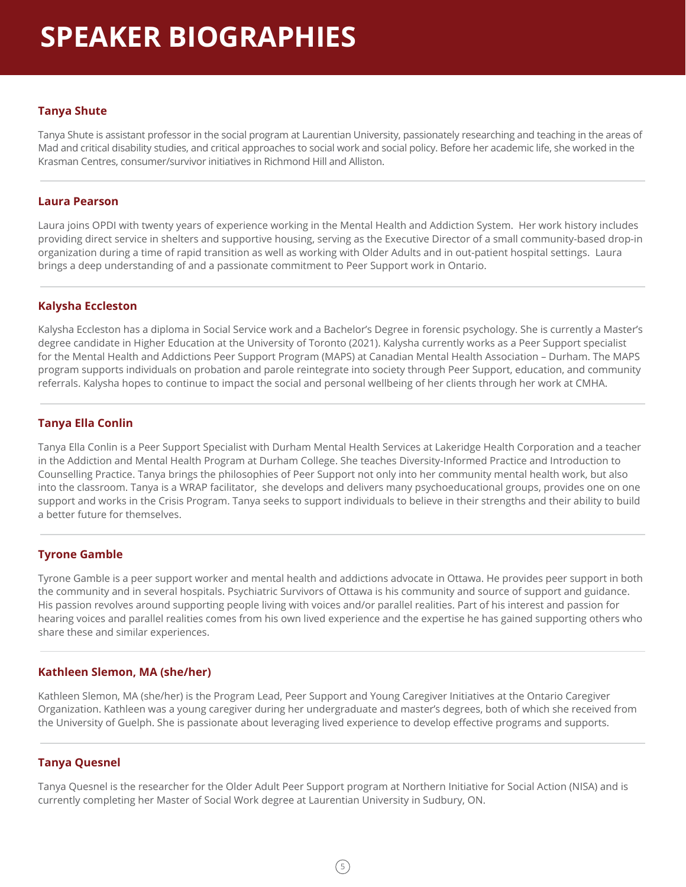# SPEAKER BIOGRAPHIES

### Tanya Shute

Tanya Shute is assistant professor in the social program at Laurentian University, passionately researching and teaching in the areas of Mad and critical disability studies, and critical approaches to social work and social policy. Before her academic life, she worked in the Krasman Centres, consumer/survivor initiatives in Richmond Hill and Alliston.

---

### Laura Pearson

Laura joins OPDI with twenty years of experience working in the Mental Health and Addiction System. Her work history includes providing direct service in shelters and supportive housing, serving as the Executive Director of a small community-based drop-in organization during a time of rapid transition as well as working with Older Adults and in out-patient hospital settings. Laura brings a deep understanding of and a passionate commitment to Peer Support work in Ontario.

---

### Kalysha Eccleston

Kalysha Eccleston has a diploma in Social Service work and a Bachelor's Degree in forensic psychology. She is currently a Master's degree candidate in Higher Education at the University of Toronto (2021). Kalysha currently works as a Peer Support specialist for the Mental Health and Addictions Peer Support Program (MAPS) at Canadian Mental Health Association – Durham. The MAPS program supports individuals on probation and parole reintegrate into society through Peer Support, education, and community referrals. Kalysha hopes to continue to impact the social and personal wellbeing of her clients through her work at CMHA.

---

### Tanya Ella Conlin

Tanya Ella Conlin is a Peer Support Specialist with Durham Mental Health Services at Lakeridge Health Corporation and a teacher in the Addiction and Mental Health Program at Durham College. She teaches Diversity-Informed Practice and Introduction to Counselling Practice. Tanya brings the philosophies of Peer Support not only into her community mental health work, but also into the classroom. Tanya is a WRAP facilitator, she develops and delivers many psychoeducational groups, provides one on one support and works in the Crisis Program. Tanya seeks to support individuals to believe in their strengths and their ability to build a better future for themselves.

---

### Tyrone Gamble

Tyrone Gamble is a peer support worker and mental health and addictions advocate in Ottawa. He provides peer support in both the community and in several hospitals. Psychiatric Survivors of Ottawa is his community and source of support and guidance. His passion revolves around supporting people living with voices and/or parallel realities. Part of his interest and passion for hearing voices and parallel realities comes from his own lived experience and the expertise he has gained supporting others who share these and similar experiences.

---

### Kathleen Slemon, MA (she/her)

Kathleen Slemon, MA (she/her) is the Program Lead, Peer Support and Young Caregiver Initiatives at the Ontario Caregiver Organization. Kathleen was a young caregiver during her undergraduate and master's degrees, both of which she received from the University of Guelph. She is passionate about leveraging lived experience to develop effective programs and supports.

---

### Tanya Quesnel

Tanya Quesnel is the researcher for the Older Adult Peer Support program at Northern Initiative for Social Action (NISA) and is currently completing her Master of Social Work degree at Laurentian University in Sudbury, ON.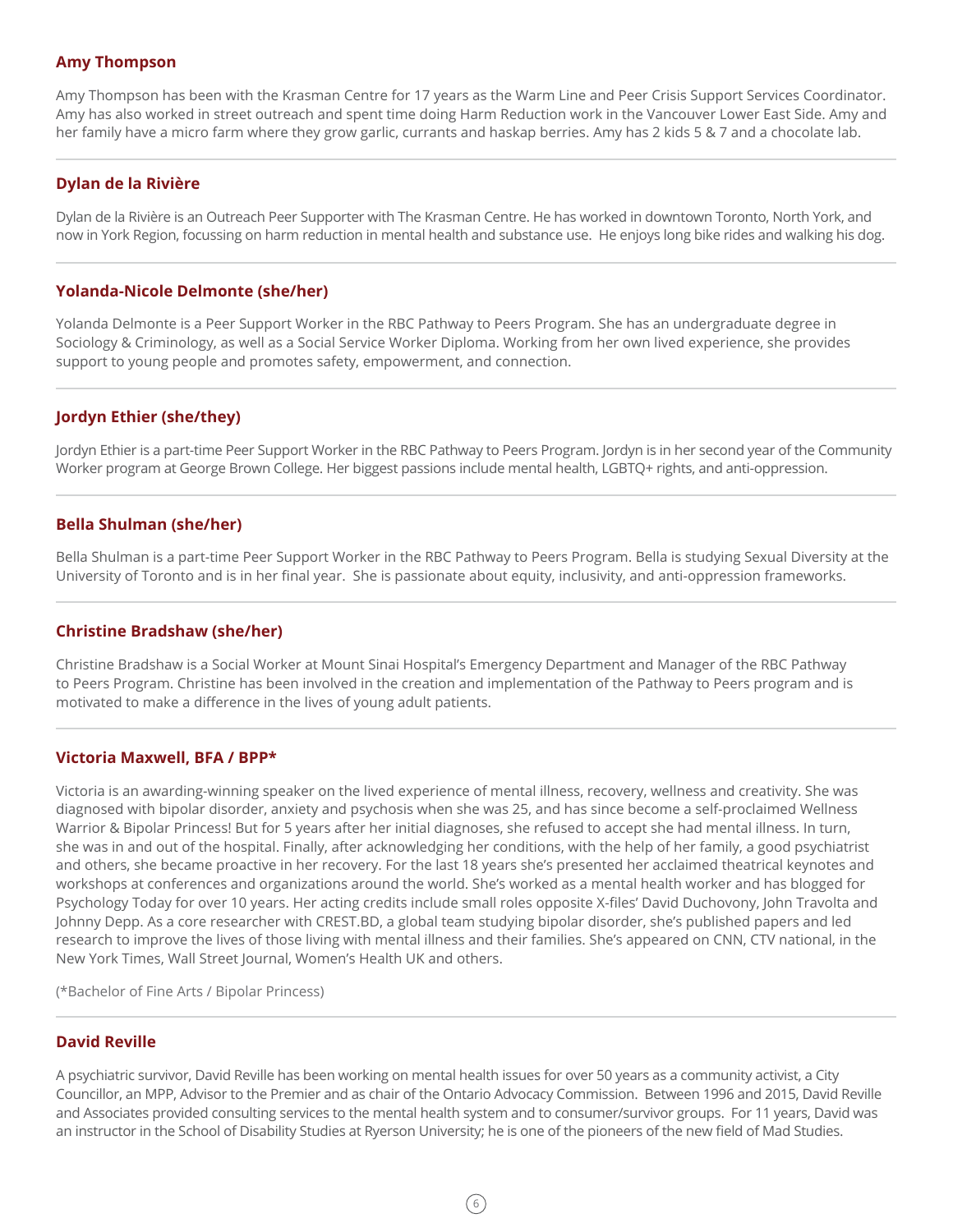### Amy Thompson

Amy Thompson has been with the Krasman Centre for 17 years as the Warm Line and Peer Crisis Support Services Coordinator. Amy has also worked in street outreach and spent time doing Harm Reduction work in the Vancouver Lower East Side. Amy and her family have a micro farm where they grow garlic, currants and haskap berries. Amy has 2 kids 5 & 7 and a chocolate lab.

---

### Dylan de la Rivière

Dylan de la Rivière is an Outreach Peer Supporter with The Krasman Centre. He has worked in downtown Toronto, North York, and now in York Region, focussing on harm reduction in mental health and substance use. He enjoys long bike rides and walking his dog.

---

### Yolanda-Nicole Delmonte (she/her)

Yolanda Delmonte is a Peer Support Worker in the RBC Pathway to Peers Program. She has an undergraduate degree in Sociology & Criminology, as well as a Social Service Worker Diploma. Working from her own lived experience, she provides support to young people and promotes safety, empowerment, and connection.

---

### Jordyn Ethier (she/they)

Jordyn Ethier is a part-time Peer Support Worker in the RBC Pathway to Peers Program. Jordyn is in her second year of the Community Worker program at George Brown College. Her biggest passions include mental health, LGBTQ+ rights, and anti-oppression.

---

### Bella Shulman (she/her)

Bella Shulman is a part-time Peer Support Worker in the RBC Pathway to Peers Program. Bella is studying Sexual Diversity at the University of Toronto and is in her final year. She is passionate about equity, inclusivity, and anti-oppression frameworks.

---

### Christine Bradshaw (she/her)

Christine Bradshaw is a Social Worker at Mount Sinai Hospital's Emergency Department and Manager of the RBC Pathway to Peers Program. Christine has been involved in the creation and implementation of the Pathway to Peers program and is motivated to make a difference in the lives of young adult patients.

---

### Victoria Maxwell, BFA / BPP*

Victoria is an awarding-winning speaker on the lived experience of mental illness, recovery, wellness and creativity. She was diagnosed with bipolar disorder, anxiety and psychosis when she was 25, and has since become a self-proclaimed Wellness Warrior & Bipolar Princess! But for 5 years after her initial diagnoses, she refused to accept she had mental illness. In turn, she was in and out of the hospital. Finally, after acknowledging her conditions, with the help of her family, a good psychiatrist and others, she became proactive in her recovery. For the last 18 years she's presented her acclaimed theatrical keynotes and workshops at conferences and organizations around the world. She's worked as a mental health worker and has blogged for Psychology Today for over 10 years. Her acting credits include small roles opposite X-files' David Duchovony, John Travolta and Johnny Depp. As a core researcher with CREST.BD, a global team studying bipolar disorder, she's published papers and led research to improve the lives of those living with mental illness and their families. She's appeared on CNN, CTV national, in the New York Times, Wall Street Journal, Women's Health UK and others.

(*Bachelor of Fine Arts / Bipolar Princess)

---

### David Reville

A psychiatric survivor, David Reville has been working on mental health issues for over 50 years as a community activist, a City Councillor, an MPP, Advisor to the Premier and as chair of the Ontario Advocacy Commission. Between 1996 and 2015, David Reville and Associates provided consulting services to the mental health system and to consumer/survivor groups. For 11 years, David was an instructor in the School of Disability Studies at Ryerson University; he is one of the pioneers of the new field of Mad Studies.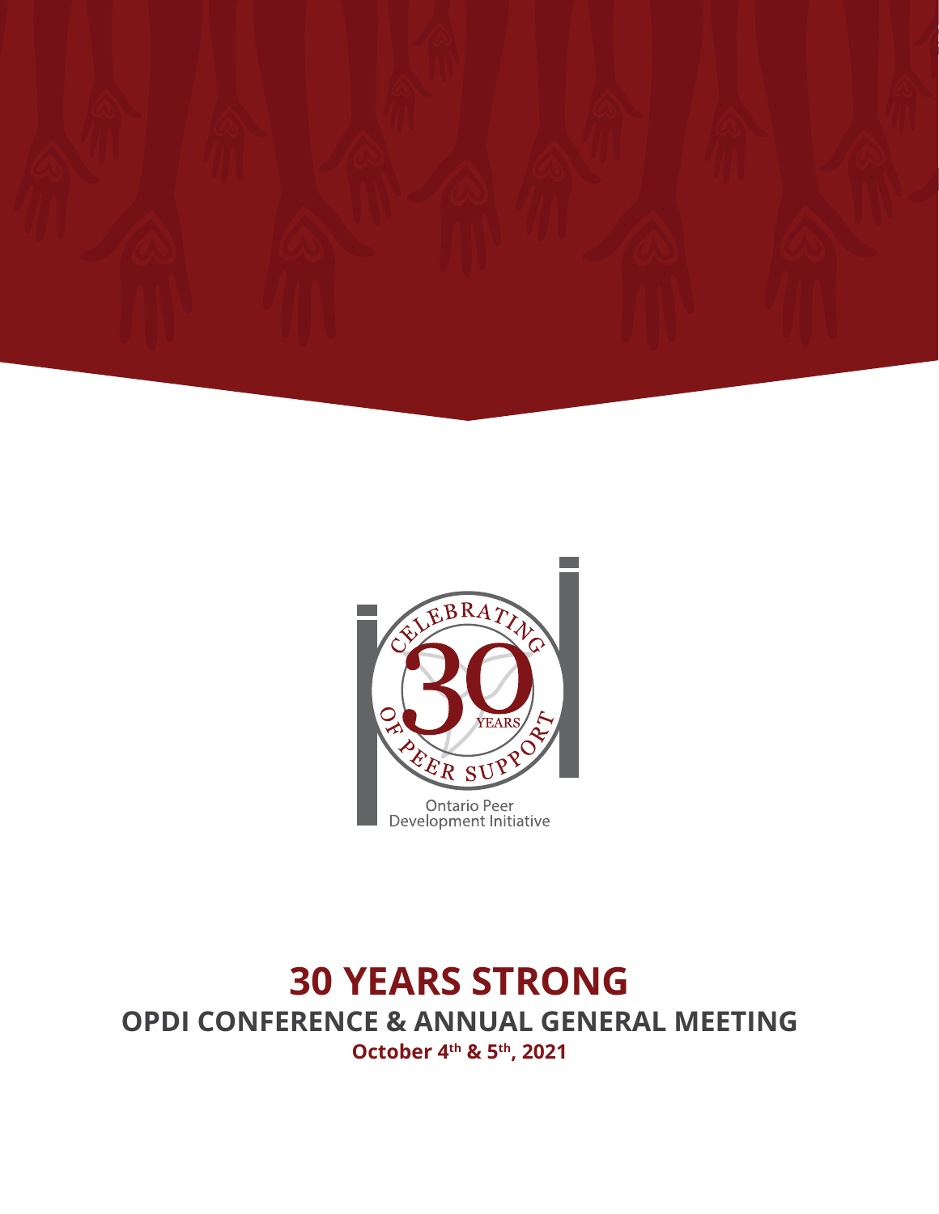Ontario Peer Development Initiative

# 30 YEARS STRONG

## OPDI CONFERENCE & ANNUAL GENERAL MEETING

**October 4th & 5th, 2021**